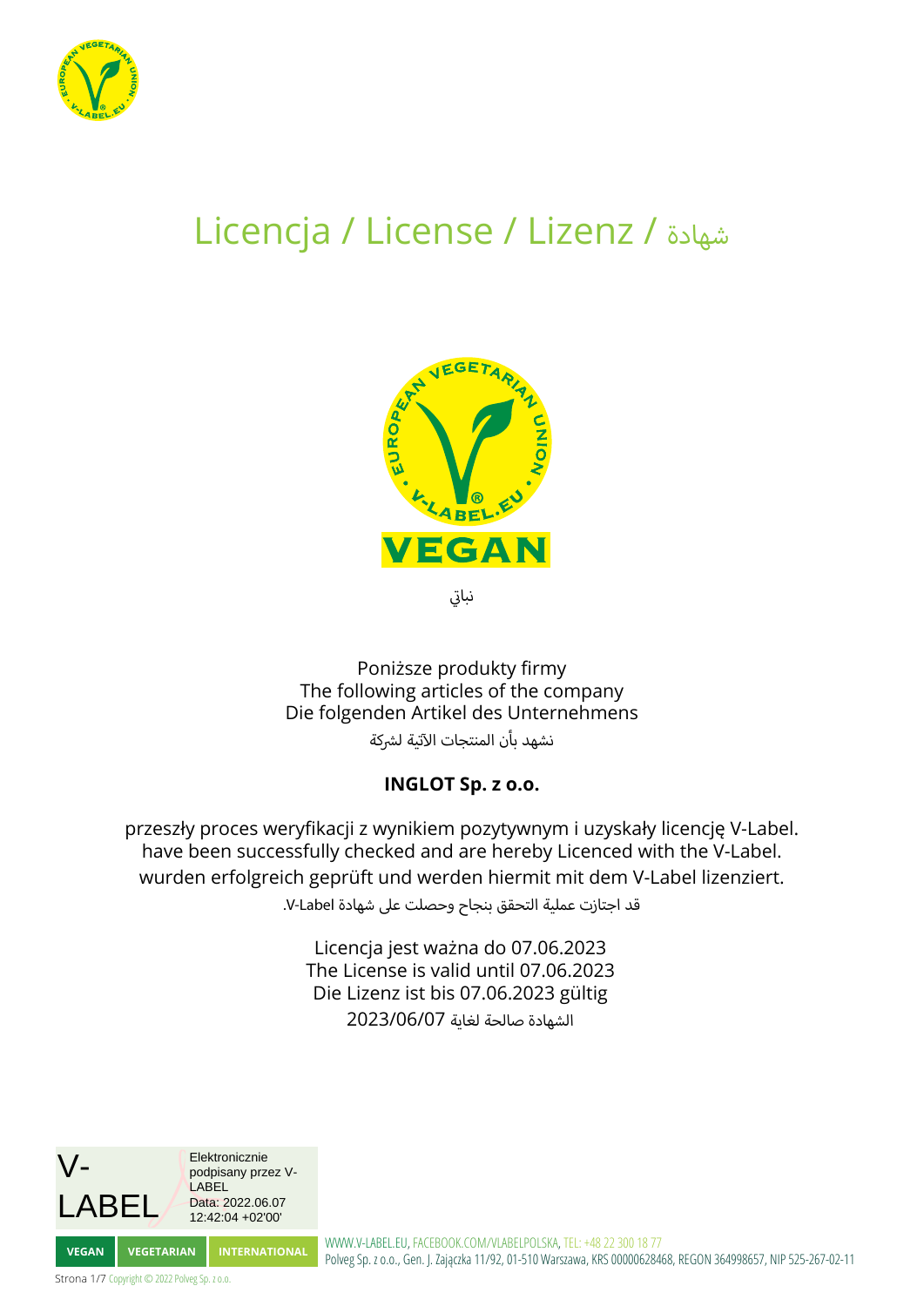# Licencja / License / Lizenz / شهادة

VEGAN

نباتي

Poniższe produkty firmy
The following articles of the company
Die folgenden Artikel des Unternehmens
نشهد بأن المنتجات الآتية لشركة

**INGLOT Sp. z o.o.**

przeszły proces weryfikacji z wynikiem pozytywnym i uzyskały licencję V-Label.
have been successfully checked and are hereby Licenced with the V-Label.
wurden erfolgreich geprüft und werden hiermit mit dem V-Label lizenziert.
قد اجتازت عملية التحقق بنجاح وحصلت على شهادة V-Label.

Licencja jest ważna do 07.06.2023
The License is valid until 07.06.2023
Die Lizenz ist bis 07.06.2023 gültig
الشهادة صالحة لغاية 2023/06/07

V-LABEL

Elektronicznie podpisany przez V-LABEL
Data: 2022.06.07 12:42:04 +02'00'

VEGAN | VEGETARIAN | INTERNATIONAL

WWW.V-LABEL.EU, FACEBOOK.COM/VLABELPOLSKA, TEL: +48 22 300 18 77
Polveg Sp. z o.o., Gen. J. Zajączka 11/92, 01-510 Warszawa, KRS 00000628468, REGON 364998657, NIP 525-267-02-11

Copyright © 2022 Polveg Sp. z o.o.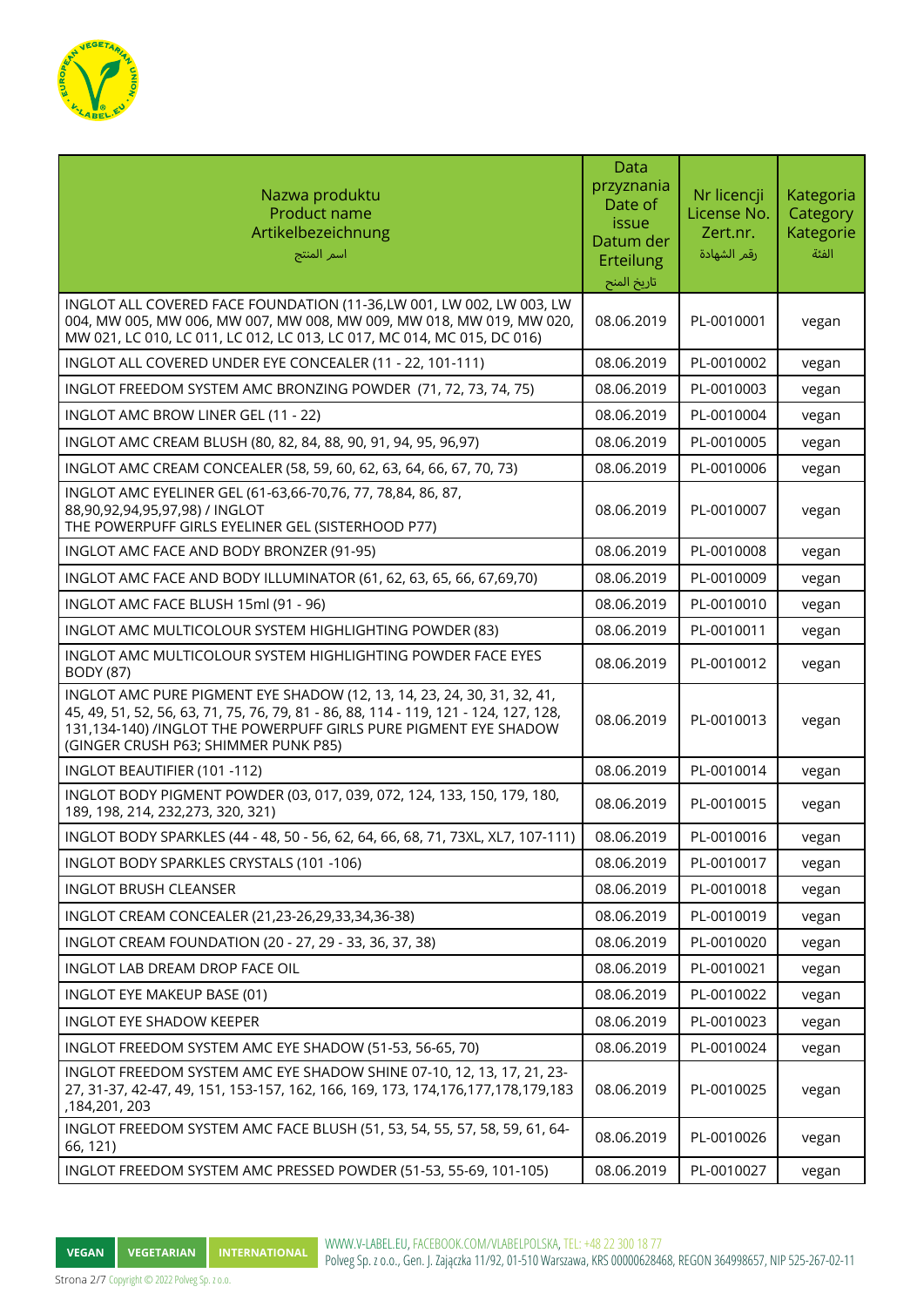| Nazwa produktu<br>Product name<br>Artikelbezeichnung<br>اسم المنتج | Data przyznania<br>Date of issue<br>Datum der Erteilung<br>تاريخ المنح | Nr licencji<br>License No.<br>Zert.nr.<br>رقم الشهادة | Kategoria<br>Category<br>Kategorie<br>الفئة |
|---|---|---|---|
| INGLOT ALL COVERED FACE FOUNDATION (11-36,LW 001, LW 002, LW 003, LW 004, MW 005, MW 006, MW 007, MW 008, MW 009, MW 018, MW 019, MW 020, MW 021, LC 010, LC 011, LC 012, LC 013, LC 017, MC 014, MC 015, DC 016) | 08.06.2019 | PL-0010001 | vegan |
| INGLOT ALL COVERED UNDER EYE CONCEALER (11 - 22, 101-111) | 08.06.2019 | PL-0010002 | vegan |
| INGLOT FREEDOM SYSTEM AMC BRONZING POWDER (71, 72, 73, 74, 75) | 08.06.2019 | PL-0010003 | vegan |
| INGLOT AMC BROW LINER GEL (11 - 22) | 08.06.2019 | PL-0010004 | vegan |
| INGLOT AMC CREAM BLUSH (80, 82, 84, 88, 90, 91, 94, 95, 96,97) | 08.06.2019 | PL-0010005 | vegan |
| INGLOT AMC CREAM CONCEALER (58, 59, 60, 62, 63, 64, 66, 67, 70, 73) | 08.06.2019 | PL-0010006 | vegan |
| INGLOT AMC EYELINER GEL (61-63,66-70,76, 77, 78,84, 86, 87, 88,90,92,94,95,97,98) / INGLOT THE POWERPUFF GIRLS EYELINER GEL (SISTERHOOD P77) | 08.06.2019 | PL-0010007 | vegan |
| INGLOT AMC FACE AND BODY BRONZER (91-95) | 08.06.2019 | PL-0010008 | vegan |
| INGLOT AMC FACE AND BODY ILLUMINATOR (61, 62, 63, 65, 66, 67,69,70) | 08.06.2019 | PL-0010009 | vegan |
| INGLOT AMC FACE BLUSH 15ml (91 - 96) | 08.06.2019 | PL-0010010 | vegan |
| INGLOT AMC MULTICOLOUR SYSTEM HIGHLIGHTING POWDER (83) | 08.06.2019 | PL-0010011 | vegan |
| INGLOT AMC MULTICOLOUR SYSTEM HIGHLIGHTING POWDER FACE EYES BODY (87) | 08.06.2019 | PL-0010012 | vegan |
| INGLOT AMC PURE PIGMENT EYE SHADOW (12, 13, 14, 23, 24, 30, 31, 32, 41, 45, 49, 51, 52, 56, 63, 71, 75, 76, 79, 81 - 86, 88, 114 - 119, 121 - 124, 127, 128, 131,134-140) /INGLOT THE POWERPUFF GIRLS PURE PIGMENT EYE SHADOW (GINGER CRUSH P63; SHIMMER PUNK P85) | 08.06.2019 | PL-0010013 | vegan |
| INGLOT BEAUTIFIER (101 -112) | 08.06.2019 | PL-0010014 | vegan |
| INGLOT BODY PIGMENT POWDER (03, 017, 039, 072, 124, 133, 150, 179, 180, 189, 198, 214, 232,273, 320, 321) | 08.06.2019 | PL-0010015 | vegan |
| INGLOT BODY SPARKLES (44 - 48, 50 - 56, 62, 64, 66, 68, 71, 73XL, XL7, 107-111) | 08.06.2019 | PL-0010016 | vegan |
| INGLOT BODY SPARKLES CRYSTALS (101 -106) | 08.06.2019 | PL-0010017 | vegan |
| INGLOT BRUSH CLEANSER | 08.06.2019 | PL-0010018 | vegan |
| INGLOT CREAM CONCEALER (21,23-26,29,33,34,36-38) | 08.06.2019 | PL-0010019 | vegan |
| INGLOT CREAM FOUNDATION (20 - 27, 29 - 33, 36, 37, 38) | 08.06.2019 | PL-0010020 | vegan |
| INGLOT LAB DREAM DROP FACE OIL | 08.06.2019 | PL-0010021 | vegan |
| INGLOT EYE MAKEUP BASE (01) | 08.06.2019 | PL-0010022 | vegan |
| INGLOT EYE SHADOW KEEPER | 08.06.2019 | PL-0010023 | vegan |
| INGLOT FREEDOM SYSTEM AMC EYE SHADOW (51-53, 56-65, 70) | 08.06.2019 | PL-0010024 | vegan |
| INGLOT FREEDOM SYSTEM AMC EYE SHADOW SHINE 07-10, 12, 13, 17, 21, 23-27, 31-37, 42-47, 49, 151, 153-157, 162, 166, 169, 173, 174,176,177,178,179,183 ,184,201, 203 | 08.06.2019 | PL-0010025 | vegan |
| INGLOT FREEDOM SYSTEM AMC FACE BLUSH (51, 53, 54, 55, 57, 58, 59, 61, 64-66, 121) | 08.06.2019 | PL-0010026 | vegan |
| INGLOT FREEDOM SYSTEM AMC PRESSED POWDER (51-53, 55-69, 101-105) | 08.06.2019 | PL-0010027 | vegan |

VEGAN VEGETARIAN INTERNATIONAL

WWW.V-LABEL.EU, FACEBOOK.COM/VLABELPOLSKA, TEL: +48 22 300 18 77
Polveg Sp. z o.o., Gen. J. Zajączka 11/92, 01-510 Warszawa, KRS 00000628468, REGON 364998657, NIP 525-267-02-11

Copyright © 2022 Polveg Sp. z o.o.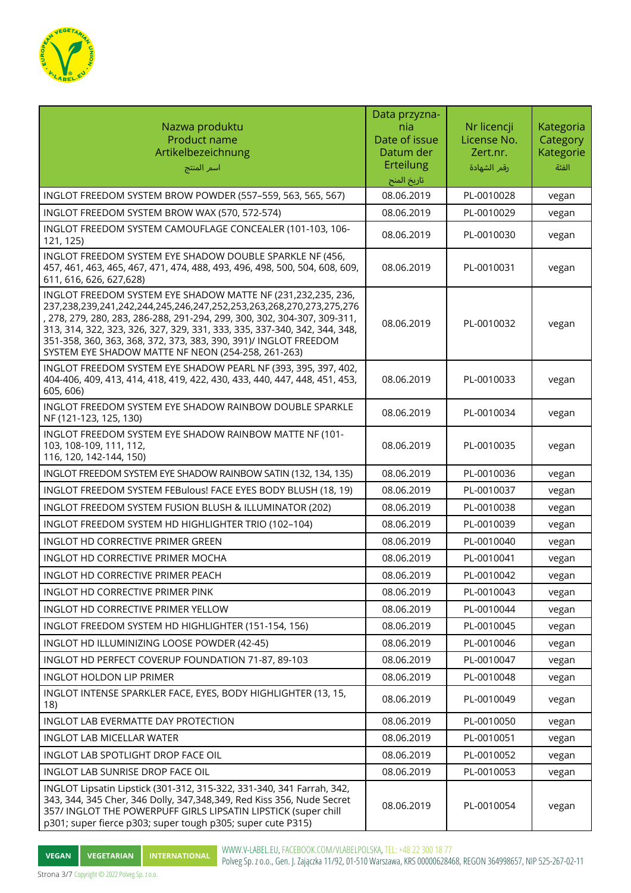| Nazwa produktu<br>Product name<br>Artikelbezeichnung<br>اسم المنتج | Data przyzna-nia<br>Date of issue<br>Datum der Erteilung<br>تاريخ المنح | Nr licencji<br>License No.<br>Zert.nr.<br>رقم الشهادة | Kategoria<br>Category<br>Kategorie<br>الفئة |
|---|---|---|---|
| INGLOT FREEDOM SYSTEM BROW POWDER (557–559, 563, 565, 567) | 08.06.2019 | PL-0010028 | vegan |
| INGLOT FREEDOM SYSTEM BROW WAX (570, 572-574) | 08.06.2019 | PL-0010029 | vegan |
| INGLOT FREEDOM SYSTEM CAMOUFLAGE CONCEALER (101-103, 106-121, 125) | 08.06.2019 | PL-0010030 | vegan |
| INGLOT FREEDOM SYSTEM EYE SHADOW DOUBLE SPARKLE NF (456, 457, 461, 463, 465, 467, 471, 474, 488, 493, 496, 498, 500, 504, 608, 609, 611, 616, 626, 627,628) | 08.06.2019 | PL-0010031 | vegan |
| INGLOT FREEDOM SYSTEM EYE SHADOW MATTE NF (231,232,235, 236, 237,238,239,241,242,244,245,246,247,252,253,263,268,270,273,275,276 , 278, 279, 280, 283, 286-288, 291-294, 299, 300, 302, 304-307, 309-311, 313, 314, 322, 323, 326, 327, 329, 331, 333, 335, 337-340, 342, 344, 348, 351-358, 360, 363, 368, 372, 373, 383, 390, 391)/ INGLOT FREEDOM SYSTEM EYE SHADOW MATTE NF NEON (254-258, 261-263) | 08.06.2019 | PL-0010032 | vegan |
| INGLOT FREEDOM SYSTEM EYE SHADOW PEARL NF (393, 395, 397, 402, 404-406, 409, 413, 414, 418, 419, 422, 430, 433, 440, 447, 448, 451, 453, 605, 606) | 08.06.2019 | PL-0010033 | vegan |
| INGLOT FREEDOM SYSTEM EYE SHADOW RAINBOW DOUBLE SPARKLE NF (121-123, 125, 130) | 08.06.2019 | PL-0010034 | vegan |
| INGLOT FREEDOM SYSTEM EYE SHADOW RAINBOW MATTE NF (101-103, 108-109, 111, 112, 116, 120, 142-144, 150) | 08.06.2019 | PL-0010035 | vegan |
| INGLOT FREEDOM SYSTEM EYE SHADOW RAINBOW SATIN (132, 134, 135) | 08.06.2019 | PL-0010036 | vegan |
| INGLOT FREEDOM SYSTEM FEBulous! FACE EYES BODY BLUSH (18, 19) | 08.06.2019 | PL-0010037 | vegan |
| INGLOT FREEDOM SYSTEM FUSION BLUSH & ILLUMINATOR (202) | 08.06.2019 | PL-0010038 | vegan |
| INGLOT FREEDOM SYSTEM HD HIGHLIGHTER TRIO (102–104) | 08.06.2019 | PL-0010039 | vegan |
| INGLOT HD CORRECTIVE PRIMER GREEN | 08.06.2019 | PL-0010040 | vegan |
| INGLOT HD CORRECTIVE PRIMER MOCHA | 08.06.2019 | PL-0010041 | vegan |
| INGLOT HD CORRECTIVE PRIMER PEACH | 08.06.2019 | PL-0010042 | vegan |
| INGLOT HD CORRECTIVE PRIMER PINK | 08.06.2019 | PL-0010043 | vegan |
| INGLOT HD CORRECTIVE PRIMER YELLOW | 08.06.2019 | PL-0010044 | vegan |
| INGLOT FREEDOM SYSTEM HD HIGHLIGHTER (151-154, 156) | 08.06.2019 | PL-0010045 | vegan |
| INGLOT HD ILLUMINIZING LOOSE POWDER (42-45) | 08.06.2019 | PL-0010046 | vegan |
| INGLOT HD PERFECT COVERUP FOUNDATION 71-87, 89-103 | 08.06.2019 | PL-0010047 | vegan |
| INGLOT HOLDON LIP PRIMER | 08.06.2019 | PL-0010048 | vegan |
| INGLOT INTENSE SPARKLER FACE, EYES, BODY HIGHLIGHTER (13, 15, 18) | 08.06.2019 | PL-0010049 | vegan |
| INGLOT LAB EVERMATTE DAY PROTECTION | 08.06.2019 | PL-0010050 | vegan |
| INGLOT LAB MICELLAR WATER | 08.06.2019 | PL-0010051 | vegan |
| INGLOT LAB SPOTLIGHT DROP FACE OIL | 08.06.2019 | PL-0010052 | vegan |
| INGLOT LAB SUNRISE DROP FACE OIL | 08.06.2019 | PL-0010053 | vegan |
| INGLOT Lipsatin Lipstick (301-312, 315-322, 331-340, 341 Farrah, 342, 343, 344, 345 Cher, 346 Dolly, 347,348,349, Red Kiss 356, Nude Secret 357/ INGLOT THE POWERPUFF GIRLS LIPSATIN LIPSTICK (super chill p301; super fierce p303; super tough p305; super cute P315) | 08.06.2019 | PL-0010054 | vegan |

VEGAN VEGETARIAN INTERNATIONAL

WWW.V-LABEL.EU, FACEBOOK.COM/VLABELPOLSKA, TEL: +48 22 300 18 77
Polveg Sp. z o.o., Gen. J. Zajączka 11/92, 01-510 Warszawa, KRS 00000628468, REGON 364998657, NIP 525-267-02-11

Copyright © 2022 Polveg Sp. z o.o.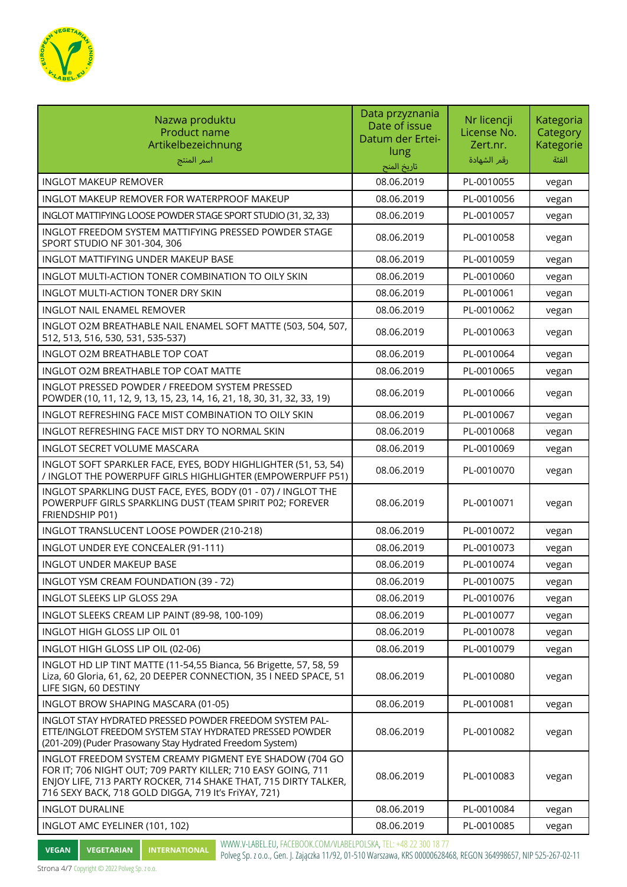| Nazwa produktu<br>Product name<br>Artikelbezeichnung<br>اسم المنتج | Data przyznania<br>Date of issue<br>Datum der Erteilung<br>تاريخ المنح | Nr licencji<br>License No.<br>Zert.nr.<br>رقم الشهادة | Kategoria<br>Category<br>Kategorie<br>الفئة |
|---|---|---|---|
| INGLOT MAKEUP REMOVER | 08.06.2019 | PL-0010055 | vegan |
| INGLOT MAKEUP REMOVER FOR WATERPROOF MAKEUP | 08.06.2019 | PL-0010056 | vegan |
| INGLOT MATTIFYING LOOSE POWDER STAGE SPORT STUDIO (31, 32, 33) | 08.06.2019 | PL-0010057 | vegan |
| INGLOT FREEDOM SYSTEM MATTIFYING PRESSED POWDER STAGE SPORT STUDIO NF 301-304, 306 | 08.06.2019 | PL-0010058 | vegan |
| INGLOT MATTIFYING UNDER MAKEUP BASE | 08.06.2019 | PL-0010059 | vegan |
| INGLOT MULTI-ACTION TONER COMBINATION TO OILY SKIN | 08.06.2019 | PL-0010060 | vegan |
| INGLOT MULTI-ACTION TONER DRY SKIN | 08.06.2019 | PL-0010061 | vegan |
| INGLOT NAIL ENAMEL REMOVER | 08.06.2019 | PL-0010062 | vegan |
| INGLOT O2M BREATHABLE NAIL ENAMEL SOFT MATTE (503, 504, 507, 512, 513, 516, 530, 531, 535-537) | 08.06.2019 | PL-0010063 | vegan |
| INGLOT O2M BREATHABLE TOP COAT | 08.06.2019 | PL-0010064 | vegan |
| INGLOT O2M BREATHABLE TOP COAT MATTE | 08.06.2019 | PL-0010065 | vegan |
| INGLOT PRESSED POWDER / FREEDOM SYSTEM PRESSED POWDER (10, 11, 12, 9, 13, 15, 23, 14, 16, 21, 18, 30, 31, 32, 33, 19) | 08.06.2019 | PL-0010066 | vegan |
| INGLOT REFRESHING FACE MIST COMBINATION TO OILY SKIN | 08.06.2019 | PL-0010067 | vegan |
| INGLOT REFRESHING FACE MIST DRY TO NORMAL SKIN | 08.06.2019 | PL-0010068 | vegan |
| INGLOT SECRET VOLUME MASCARA | 08.06.2019 | PL-0010069 | vegan |
| INGLOT SOFT SPARKLER FACE, EYES, BODY HIGHLIGHTER (51, 53, 54) / INGLOT THE POWERPUFF GIRLS HIGHLIGHTER (EMPOWERPUFF P51) | 08.06.2019 | PL-0010070 | vegan |
| INGLOT SPARKLING DUST FACE, EYES, BODY (01 - 07) / INGLOT THE POWERPUFF GIRLS SPARKLING DUST (TEAM SPIRIT P02; FOREVER FRIENDSHIP P01) | 08.06.2019 | PL-0010071 | vegan |
| INGLOT TRANSLUCENT LOOSE POWDER (210-218) | 08.06.2019 | PL-0010072 | vegan |
| INGLOT UNDER EYE CONCEALER (91-111) | 08.06.2019 | PL-0010073 | vegan |
| INGLOT UNDER MAKEUP BASE | 08.06.2019 | PL-0010074 | vegan |
| INGLOT YSM CREAM FOUNDATION (39 - 72) | 08.06.2019 | PL-0010075 | vegan |
| INGLOT SLEEKS LIP GLOSS 29A | 08.06.2019 | PL-0010076 | vegan |
| INGLOT SLEEKS CREAM LIP PAINT (89-98, 100-109) | 08.06.2019 | PL-0010077 | vegan |
| INGLOT HIGH GLOSS LIP OIL 01 | 08.06.2019 | PL-0010078 | vegan |
| INGLOT HIGH GLOSS LIP OIL (02-06) | 08.06.2019 | PL-0010079 | vegan |
| INGLOT HD LIP TINT MATTE (11-54,55 Bianca, 56 Brigette, 57, 58, 59 Liza, 60 Gloria, 61, 62, 20 DEEPER CONNECTION, 35 I NEED SPACE, 51 LIFE SIGN, 60 DESTINY | 08.06.2019 | PL-0010080 | vegan |
| INGLOT BROW SHAPING MASCARA (01-05) | 08.06.2019 | PL-0010081 | vegan |
| INGLOT STAY HYDRATED PRESSED POWDER FREEDOM SYSTEM PALETTE/INGLOT FREEDOM SYSTEM STAY HYDRATED PRESSED POWDER (201-209) (Puder Prasowany Stay Hydrated Freedom System) | 08.06.2019 | PL-0010082 | vegan |
| INGLOT FREEDOM SYSTEM CREAMY PIGMENT EYE SHADOW (704 GO FOR IT; 706 NIGHT OUT; 709 PARTY KILLER; 710 EASY GOING, 711 ENJOY LIFE, 713 PARTY ROCKER, 714 SHAKE THAT, 715 DIRTY TALKER, 716 SEXY BACK, 718 GOLD DIGGA, 719 It's FriYAY, 721) | 08.06.2019 | PL-0010083 | vegan |
| INGLOT DURALINE | 08.06.2019 | PL-0010084 | vegan |
| INGLOT AMC EYELINER (101, 102) | 08.06.2019 | PL-0010085 | vegan |

VEGAN VEGETARIAN INTERNATIONAL

WWW.V-LABEL.EU, FACEBOOK.COM/VLABELPOLSKA, TEL: +48 22 300 18 77
Polveg Sp. z o.o., Gen. J. Zajączka 11/92, 01-510 Warszawa, KRS 00000628468, REGON 364998657, NIP 525-267-02-11

Copyright © 2022 Polveg Sp. z o.o.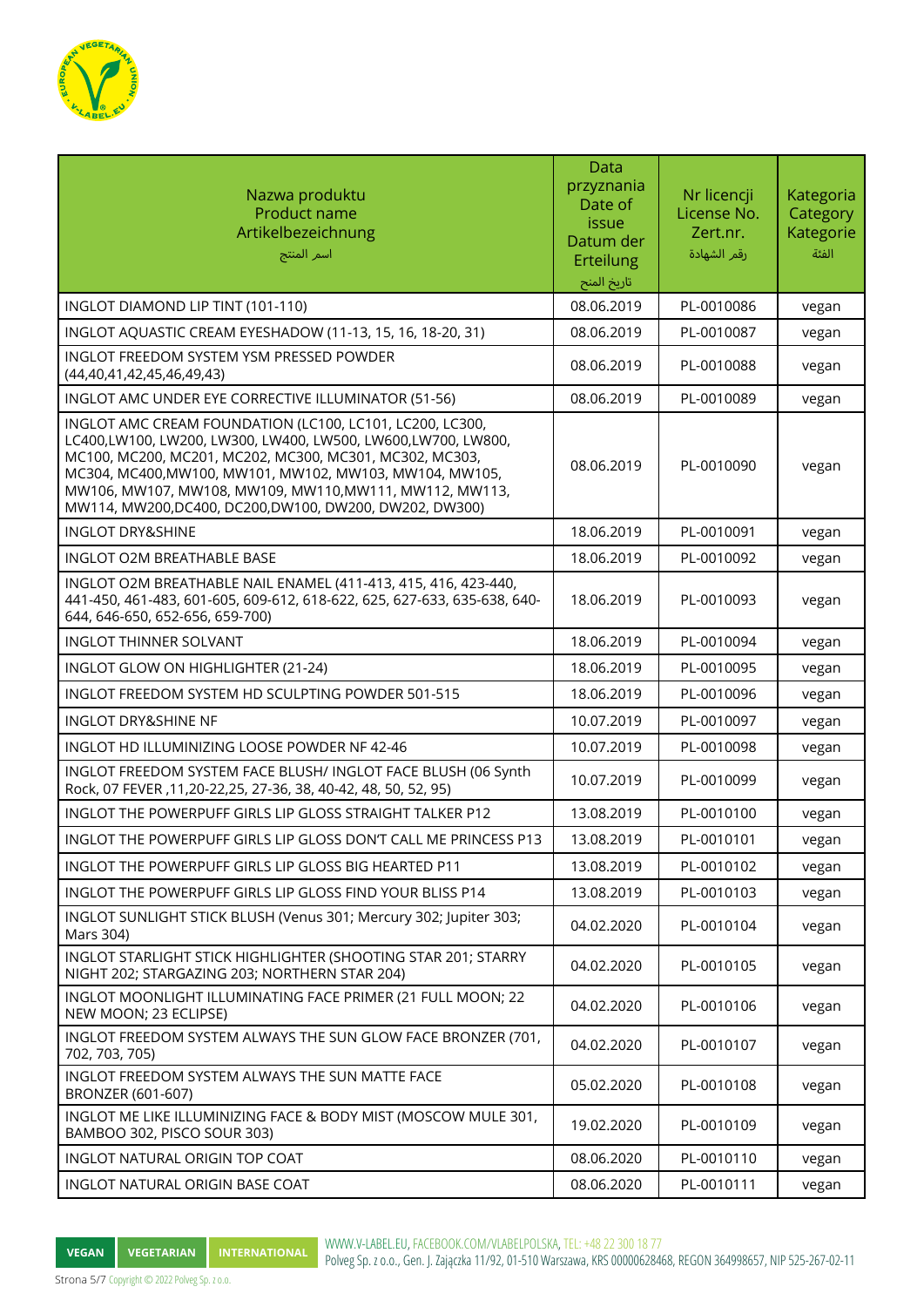| Nazwa produktu<br>Product name<br>Artikelbezeichnung<br>اسم المنتج | Data przyznania<br>Date of issue<br>Datum der Erteilung<br>تاريخ المنح | Nr licencji<br>License No.<br>Zert.nr.<br>رقم الشهادة | Kategoria<br>Category<br>Kategorie<br>الفئة |
|---|---|---|---|
| INGLOT DIAMOND LIP TINT (101-110) | 08.06.2019 | PL-0010086 | vegan |
| INGLOT AQUASTIC CREAM EYESHADOW (11-13, 15, 16, 18-20, 31) | 08.06.2019 | PL-0010087 | vegan |
| INGLOT FREEDOM SYSTEM YSM PRESSED POWDER (44,40,41,42,45,46,49,43) | 08.06.2019 | PL-0010088 | vegan |
| INGLOT AMC UNDER EYE CORRECTIVE ILLUMINATOR (51-56) | 08.06.2019 | PL-0010089 | vegan |
| INGLOT AMC CREAM FOUNDATION (LC100, LC101, LC200, LC300, LC400,LW100, LW200, LW300, LW400, LW500, LW600,LW700, LW800, MC100, MC200, MC201, MC202, MC300, MC301, MC302, MC303, MC304, MC400,MW100, MW101, MW102, MW103, MW104, MW105, MW106, MW107, MW108, MW109, MW110,MW111, MW112, MW113, MW114, MW200,DC400, DC200,DW100, DW200, DW202, DW300) | 08.06.2019 | PL-0010090 | vegan |
| INGLOT DRY&SHINE | 18.06.2019 | PL-0010091 | vegan |
| INGLOT O2M BREATHABLE BASE | 18.06.2019 | PL-0010092 | vegan |
| INGLOT O2M BREATHABLE NAIL ENAMEL (411-413, 415, 416, 423-440, 441-450, 461-483, 601-605, 609-612, 618-622, 625, 627-633, 635-638, 640-644, 646-650, 652-656, 659-700) | 18.06.2019 | PL-0010093 | vegan |
| INGLOT THINNER SOLVANT | 18.06.2019 | PL-0010094 | vegan |
| INGLOT GLOW ON HIGHLIGHTER (21-24) | 18.06.2019 | PL-0010095 | vegan |
| INGLOT FREEDOM SYSTEM HD SCULPTING POWDER 501-515 | 18.06.2019 | PL-0010096 | vegan |
| INGLOT DRY&SHINE NF | 10.07.2019 | PL-0010097 | vegan |
| INGLOT HD ILLUMINIZING LOOSE POWDER NF 42-46 | 10.07.2019 | PL-0010098 | vegan |
| INGLOT FREEDOM SYSTEM FACE BLUSH/ INGLOT FACE BLUSH (06 Synth Rock, 07 FEVER ,11,20-22,25, 27-36, 38, 40-42, 48, 50, 52, 95) | 10.07.2019 | PL-0010099 | vegan |
| INGLOT THE POWERPUFF GIRLS LIP GLOSS STRAIGHT TALKER P12 | 13.08.2019 | PL-0010100 | vegan |
| INGLOT THE POWERPUFF GIRLS LIP GLOSS DON'T CALL ME PRINCESS P13 | 13.08.2019 | PL-0010101 | vegan |
| INGLOT THE POWERPUFF GIRLS LIP GLOSS BIG HEARTED P11 | 13.08.2019 | PL-0010102 | vegan |
| INGLOT THE POWERPUFF GIRLS LIP GLOSS FIND YOUR BLISS P14 | 13.08.2019 | PL-0010103 | vegan |
| INGLOT SUNLIGHT STICK BLUSH (Venus 301; Mercury 302; Jupiter 303; Mars 304) | 04.02.2020 | PL-0010104 | vegan |
| INGLOT STARLIGHT STICK HIGHLIGHTER (SHOOTING STAR 201; STARRY NIGHT 202; STARGAZING 203; NORTHERN STAR 204) | 04.02.2020 | PL-0010105 | vegan |
| INGLOT MOONLIGHT ILLUMINATING FACE PRIMER (21 FULL MOON; 22 NEW MOON; 23 ECLIPSE) | 04.02.2020 | PL-0010106 | vegan |
| INGLOT FREEDOM SYSTEM ALWAYS THE SUN GLOW FACE BRONZER (701, 702, 703, 705) | 04.02.2020 | PL-0010107 | vegan |
| INGLOT FREEDOM SYSTEM ALWAYS THE SUN MATTE FACE BRONZER (601-607) | 05.02.2020 | PL-0010108 | vegan |
| INGLOT ME LIKE ILLUMINIZING FACE & BODY MIST (MOSCOW MULE 301, BAMBOO 302, PISCO SOUR 303) | 19.02.2020 | PL-0010109 | vegan |
| INGLOT NATURAL ORIGIN TOP COAT | 08.06.2020 | PL-0010110 | vegan |
| INGLOT NATURAL ORIGIN BASE COAT | 08.06.2020 | PL-0010111 | vegan |

VEGAN VEGETARIAN INTERNATIONAL

WWW.V-LABEL.EU, FACEBOOK.COM/VLABELPOLSKA, TEL: +48 22 300 18 77
Polveg Sp. z o.o., Gen. J. Zajączka 11/92, 01-510 Warszawa, KRS 00000628468, REGON 364998657, NIP 525-267-02-11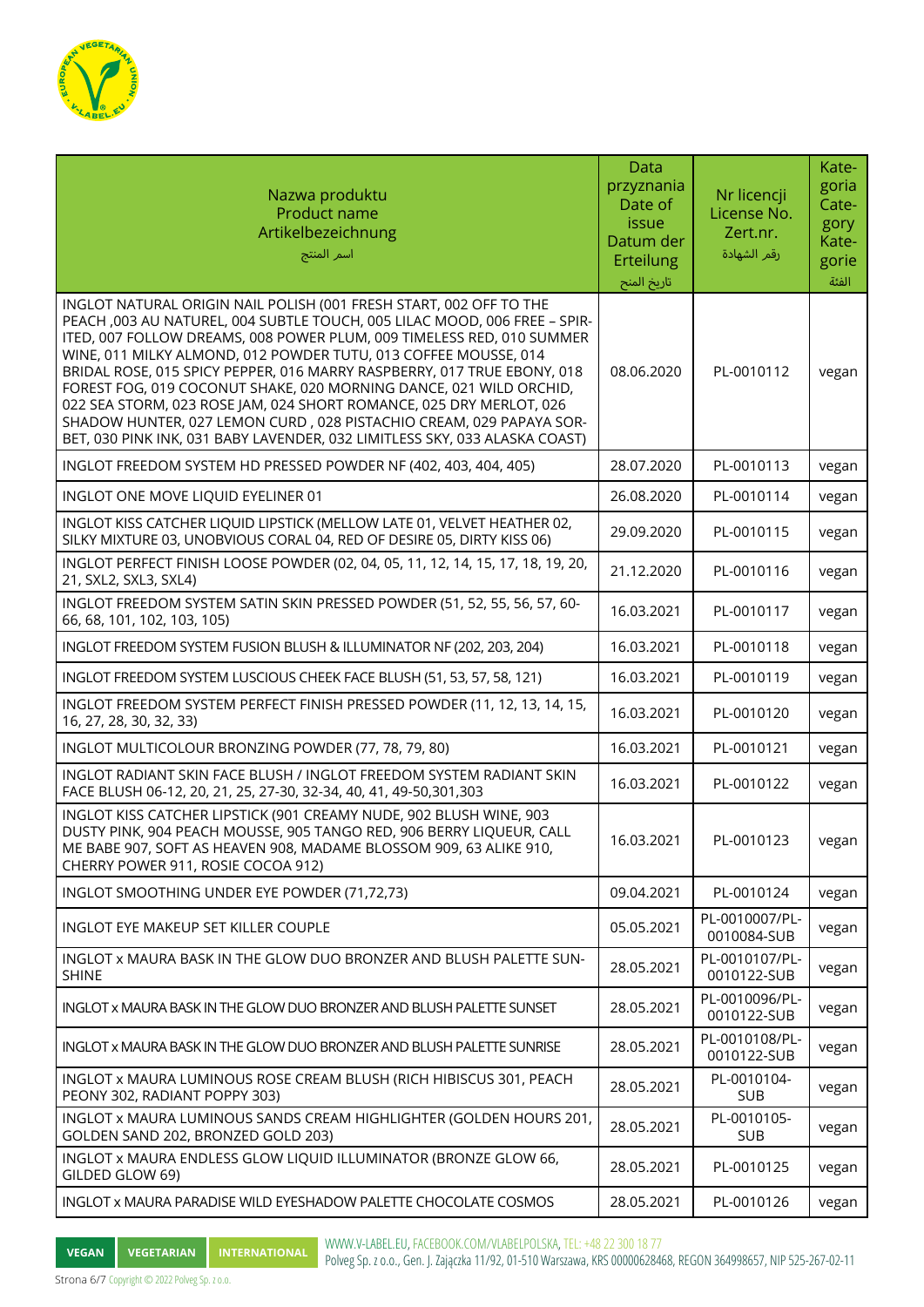| Nazwa produktu Product name Artikelbezeichnung اسم المنتج | Data przyznania Date of issue Datum der Erteilung تاريخ المنح | Nr licencji License No. Zert.nr. رقم الشهادة | Kategoria Category Kategorie الفئة |
|---|---|---|---|
| INGLOT NATURAL ORIGIN NAIL POLISH (001 FRESH START, 002 OFF TO THE PEACH ,003 AU NATUREL, 004 SUBTLE TOUCH, 005 LILAC MOOD, 006 FREE – SPIRITED, 007 FOLLOW DREAMS, 008 POWER PLUM, 009 TIMELESS RED, 010 SUMMER WINE, 011 MILKY ALMOND, 012 POWDER TUTU, 013 COFFEE MOUSSE, 014 BRIDAL ROSE, 015 SPICY PEPPER, 016 MARRY RASPBERRY, 017 TRUE EBONY, 018 FOREST FOG, 019 COCONUT SHAKE, 020 MORNING DANCE, 021 WILD ORCHID, 022 SEA STORM, 023 ROSE JAM, 024 SHORT ROMANCE, 025 DRY MERLOT, 026 SHADOW HUNTER, 027 LEMON CURD , 028 PISTACHIO CREAM, 029 PAPAYA SORBET, 030 PINK INK, 031 BABY LAVENDER, 032 LIMITLESS SKY, 033 ALASKA COAST) | 08.06.2020 | PL-0010112 | vegan |
| INGLOT FREEDOM SYSTEM HD PRESSED POWDER NF (402, 403, 404, 405) | 28.07.2020 | PL-0010113 | vegan |
| INGLOT ONE MOVE LIQUID EYELINER 01 | 26.08.2020 | PL-0010114 | vegan |
| INGLOT KISS CATCHER LIQUID LIPSTICK (MELLOW LATE 01, VELVET HEATHER 02, SILKY MIXTURE 03, UNOBVIOUS CORAL 04, RED OF DESIRE 05, DIRTY KISS 06) | 29.09.2020 | PL-0010115 | vegan |
| INGLOT PERFECT FINISH LOOSE POWDER (02, 04, 05, 11, 12, 14, 15, 17, 18, 19, 20, 21, SXL2, SXL3, SXL4) | 21.12.2020 | PL-0010116 | vegan |
| INGLOT FREEDOM SYSTEM SATIN SKIN PRESSED POWDER (51, 52, 55, 56, 57, 60-66, 68, 101, 102, 103, 105) | 16.03.2021 | PL-0010117 | vegan |
| INGLOT FREEDOM SYSTEM FUSION BLUSH & ILLUMINATOR NF (202, 203, 204) | 16.03.2021 | PL-0010118 | vegan |
| INGLOT FREEDOM SYSTEM LUSCIOUS CHEEK FACE BLUSH (51, 53, 57, 58, 121) | 16.03.2021 | PL-0010119 | vegan |
| INGLOT FREEDOM SYSTEM PERFECT FINISH PRESSED POWDER (11, 12, 13, 14, 15, 16, 27, 28, 30, 32, 33) | 16.03.2021 | PL-0010120 | vegan |
| INGLOT MULTICOLOUR BRONZING POWDER (77, 78, 79, 80) | 16.03.2021 | PL-0010121 | vegan |
| INGLOT RADIANT SKIN FACE BLUSH / INGLOT FREEDOM SYSTEM RADIANT SKIN FACE BLUSH 06-12, 20, 21, 25, 27-30, 32-34, 40, 41, 49-50,301,303 | 16.03.2021 | PL-0010122 | vegan |
| INGLOT KISS CATCHER LIPSTICK (901 CREAMY NUDE, 902 BLUSH WINE, 903 DUSTY PINK, 904 PEACH MOUSSE, 905 TANGO RED, 906 BERRY LIQUEUR, CALL ME BABE 907, SOFT AS HEAVEN 908, MADAME BLOSSOM 909, 63 ALIKE 910, CHERRY POWER 911, ROSIE COCOA 912) | 16.03.2021 | PL-0010123 | vegan |
| INGLOT SMOOTHING UNDER EYE POWDER (71,72,73) | 09.04.2021 | PL-0010124 | vegan |
| INGLOT EYE MAKEUP SET KILLER COUPLE | 05.05.2021 | PL-0010007/PL-0010084-SUB | vegan |
| INGLOT x MAURA BASK IN THE GLOW DUO BRONZER AND BLUSH PALETTE SUNSHINE | 28.05.2021 | PL-0010107/PL-0010122-SUB | vegan |
| INGLOT x MAURA BASK IN THE GLOW DUO BRONZER AND BLUSH PALETTE SUNSET | 28.05.2021 | PL-0010096/PL-0010122-SUB | vegan |
| INGLOT x MAURA BASK IN THE GLOW DUO BRONZER AND BLUSH PALETTE SUNRISE | 28.05.2021 | PL-0010108/PL-0010122-SUB | vegan |
| INGLOT x MAURA LUMINOUS ROSE CREAM BLUSH (RICH HIBISCUS 301, PEACH PEONY 302, RADIANT POPPY 303) | 28.05.2021 | PL-0010104-SUB | vegan |
| INGLOT x MAURA LUMINOUS SANDS CREAM HIGHLIGHTER (GOLDEN HOURS 201, GOLDEN SAND 202, BRONZED GOLD 203) | 28.05.2021 | PL-0010105-SUB | vegan |
| INGLOT x MAURA ENDLESS GLOW LIQUID ILLUMINATOR (BRONZE GLOW 66, GILDED GLOW 69) | 28.05.2021 | PL-0010125 | vegan |
| INGLOT x MAURA PARADISE WILD EYESHADOW PALETTE CHOCOLATE COSMOS | 28.05.2021 | PL-0010126 | vegan |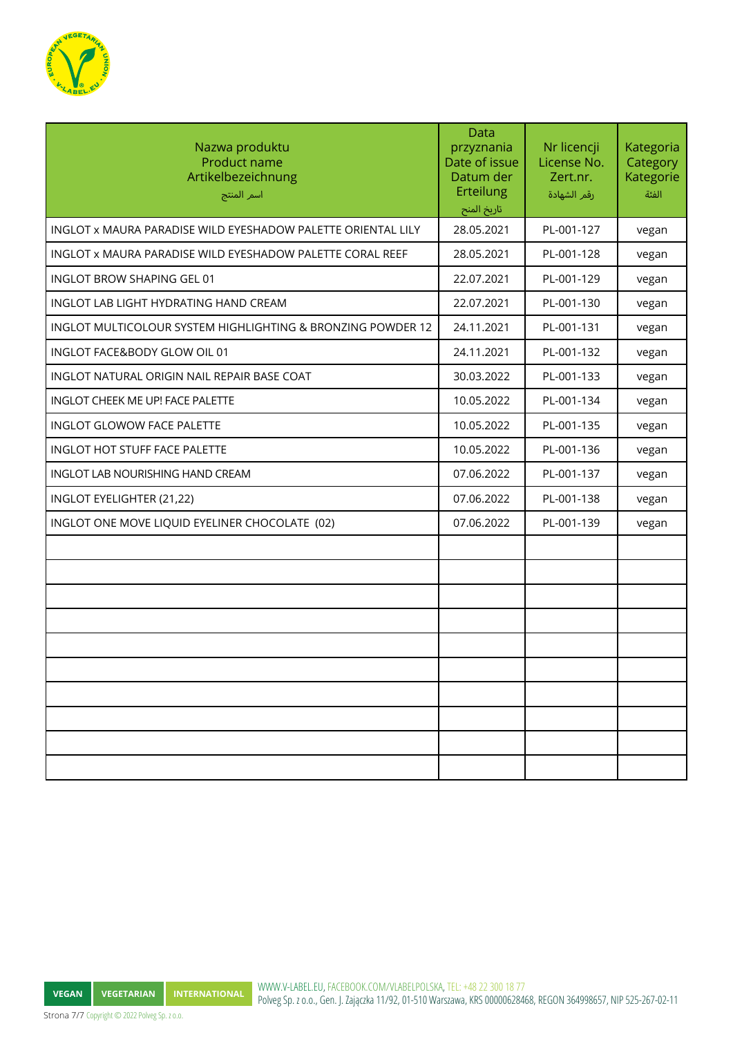| Nazwa produktu<br>Product name<br>Artikelbezeichnung<br>اسم المنتج | Data przyznania<br>Date of issue<br>Datum der Erteilung<br>تاريخ المنح | Nr licencji<br>License No.<br>Zert.nr.<br>رقم الشهادة | Kategoria<br>Category<br>Kategorie<br>الفئة |
|---|---|---|---|
| INGLOT x MAURA PARADISE WILD EYESHADOW PALETTE ORIENTAL LILY | 28.05.2021 | PL-001-127 | vegan |
| INGLOT x MAURA PARADISE WILD EYESHADOW PALETTE CORAL REEF | 28.05.2021 | PL-001-128 | vegan |
| INGLOT BROW SHAPING GEL 01 | 22.07.2021 | PL-001-129 | vegan |
| INGLOT LAB LIGHT HYDRATING HAND CREAM | 22.07.2021 | PL-001-130 | vegan |
| INGLOT MULTICOLOUR SYSTEM HIGHLIGHTING & BRONZING POWDER 12 | 24.11.2021 | PL-001-131 | vegan |
| INGLOT FACE&BODY GLOW OIL 01 | 24.11.2021 | PL-001-132 | vegan |
| INGLOT NATURAL ORIGIN NAIL REPAIR BASE COAT | 30.03.2022 | PL-001-133 | vegan |
| INGLOT CHEEK ME UP! FACE PALETTE | 10.05.2022 | PL-001-134 | vegan |
| INGLOT GLOWOW FACE PALETTE | 10.05.2022 | PL-001-135 | vegan |
| INGLOT HOT STUFF FACE PALETTE | 10.05.2022 | PL-001-136 | vegan |
| INGLOT LAB NOURISHING HAND CREAM | 07.06.2022 | PL-001-137 | vegan |
| INGLOT EYELIGHTER (21,22) | 07.06.2022 | PL-001-138 | vegan |
| INGLOT ONE MOVE LIQUID EYELINER CHOCOLATE (02) | 07.06.2022 | PL-001-139 | vegan |
| | | | |
| | | | |
| | | | |
| | | | |
| | | | |
| | | | |
| | | | |
| | | | |
| | | | |
| | | | |

VEGAN VEGETARIAN INTERNATIONAL

WWW.V-LABEL.EU, FACEBOOK.COM/VLABELPOLSKA, TEL: +48 22 300 18 77
Polveg Sp. z o.o., Gen. J. Zajączka 11/92, 01-510 Warszawa, KRS 00000628468, REGON 364998657, NIP 525-267-02-11

Copyright © 2022 Polveg Sp. z o.o.